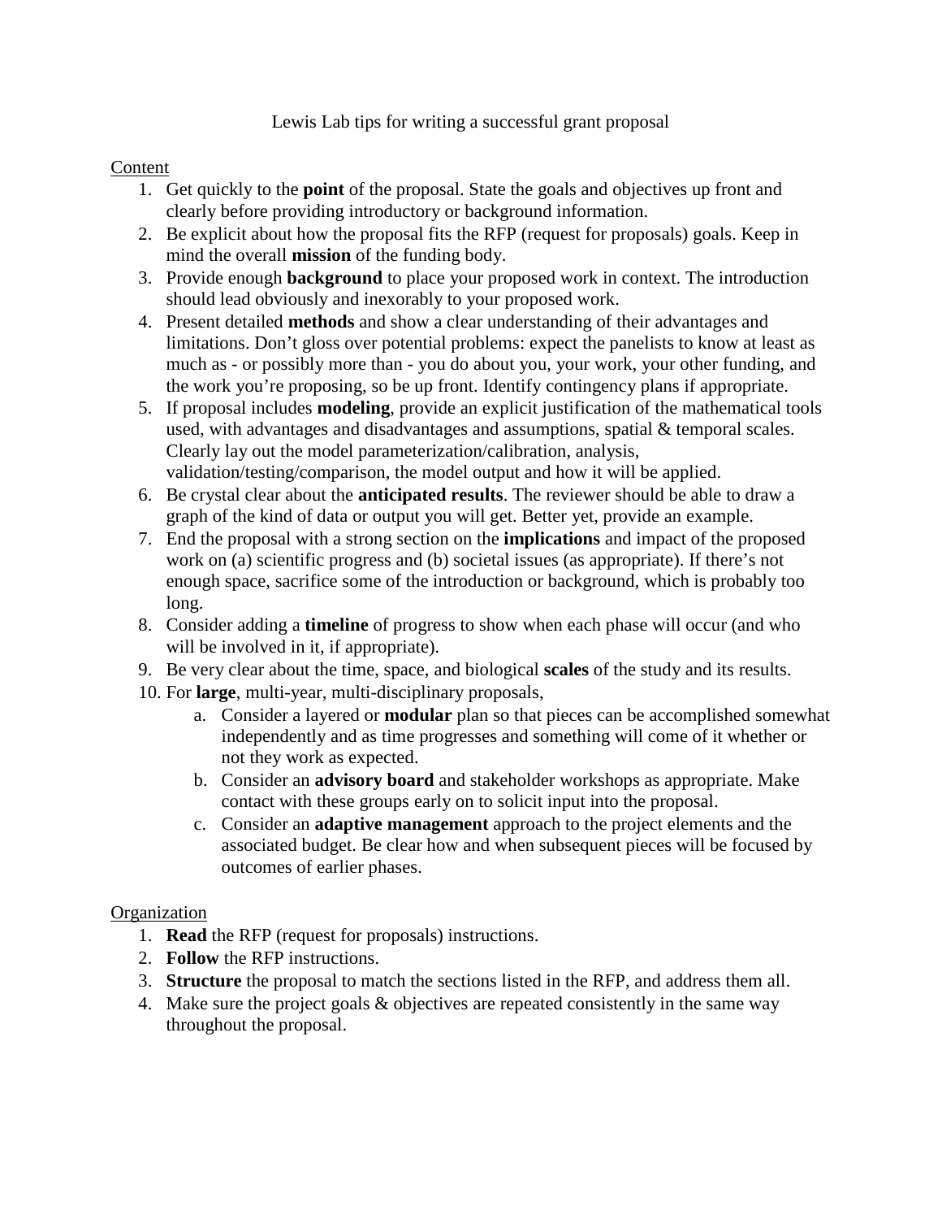# Lewis Lab tips for writing a successful grant proposal

## Content

1. Get quickly to the **point** of the proposal. State the goals and objectives up front and clearly before providing introductory or background information.
2. Be explicit about how the proposal fits the RFP (request for proposals) goals. Keep in mind the overall **mission** of the funding body.
3. Provide enough **background** to place your proposed work in context. The introduction should lead obviously and inexorably to your proposed work.
4. Present detailed **methods** and show a clear understanding of their advantages and limitations. Don't gloss over potential problems: expect the panelists to know at least as much as - or possibly more than - you do about you, your work, your other funding, and the work you're proposing, so be up front. Identify contingency plans if appropriate.
5. If proposal includes **modeling**, provide an explicit justification of the mathematical tools used, with advantages and disadvantages and assumptions, spatial & temporal scales. Clearly lay out the model parameterization/calibration, analysis, validation/testing/comparison, the model output and how it will be applied.
6. Be crystal clear about the **anticipated results**. The reviewer should be able to draw a graph of the kind of data or output you will get. Better yet, provide an example.
7. End the proposal with a strong section on the **implications** and impact of the proposed work on (a) scientific progress and (b) societal issues (as appropriate). If there's not enough space, sacrifice some of the introduction or background, which is probably too long.
8. Consider adding a **timeline** of progress to show when each phase will occur (and who will be involved in it, if appropriate).
9. Be very clear about the time, space, and biological **scales** of the study and its results.
10. For **large**, multi-year, multi-disciplinary proposals,
    a. Consider a layered or **modular** plan so that pieces can be accomplished somewhat independently and as time progresses and something will come of it whether or not they work as expected.
    b. Consider an **advisory board** and stakeholder workshops as appropriate. Make contact with these groups early on to solicit input into the proposal.
    c. Consider an **adaptive management** approach to the project elements and the associated budget. Be clear how and when subsequent pieces will be focused by outcomes of earlier phases.

## Organization

1. **Read** the RFP (request for proposals) instructions.
2. **Follow** the RFP instructions.
3. **Structure** the proposal to match the sections listed in the RFP, and address them all.
4. Make sure the project goals & objectives are repeated consistently in the same way throughout the proposal.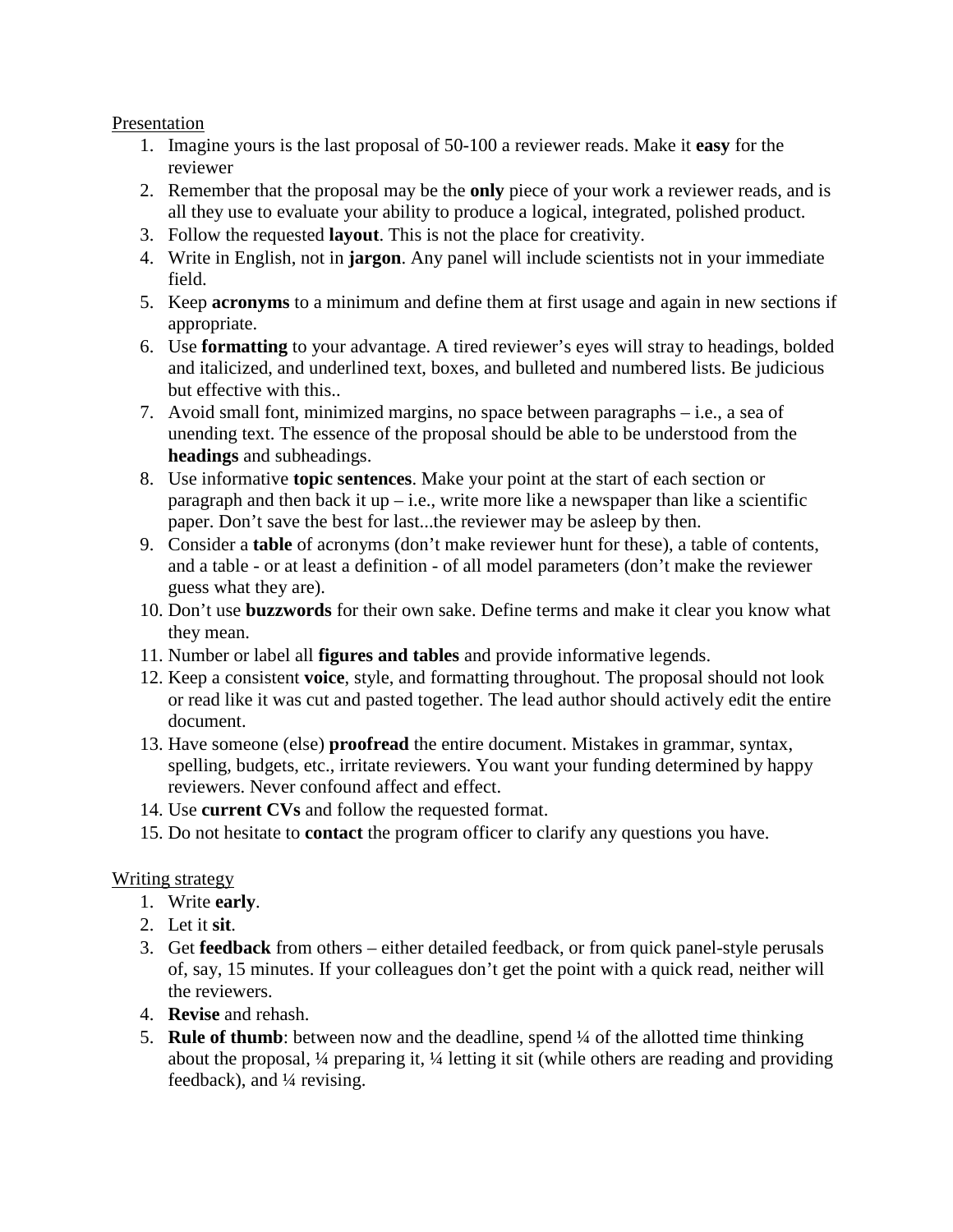Presentation

1. Imagine yours is the last proposal of 50-100 a reviewer reads. Make it **easy** for the reviewer
2. Remember that the proposal may be the **only** piece of your work a reviewer reads, and is all they use to evaluate your ability to produce a logical, integrated, polished product.
3. Follow the requested **layout**. This is not the place for creativity.
4. Write in English, not in **jargon**. Any panel will include scientists not in your immediate field.
5. Keep **acronyms** to a minimum and define them at first usage and again in new sections if appropriate.
6. Use **formatting** to your advantage. A tired reviewer's eyes will stray to headings, bolded and italicized, and underlined text, boxes, and bulleted and numbered lists. Be judicious but effective with this..
7. Avoid small font, minimized margins, no space between paragraphs – i.e., a sea of unending text. The essence of the proposal should be able to be understood from the **headings** and subheadings.
8. Use informative **topic sentences**. Make your point at the start of each section or paragraph and then back it up – i.e., write more like a newspaper than like a scientific paper. Don't save the best for last...the reviewer may be asleep by then.
9. Consider a **table** of acronyms (don't make reviewer hunt for these), a table of contents, and a table - or at least a definition - of all model parameters (don't make the reviewer guess what they are).
10. Don't use **buzzwords** for their own sake. Define terms and make it clear you know what they mean.
11. Number or label all **figures and tables** and provide informative legends.
12. Keep a consistent **voice**, style, and formatting throughout. The proposal should not look or read like it was cut and pasted together. The lead author should actively edit the entire document.
13. Have someone (else) **proofread** the entire document. Mistakes in grammar, syntax, spelling, budgets, etc., irritate reviewers. You want your funding determined by happy reviewers. Never confound affect and effect.
14. Use **current CVs** and follow the requested format.
15. Do not hesitate to **contact** the program officer to clarify any questions you have.

Writing strategy

1. Write **early**.
2. Let it **sit**.
3. Get **feedback** from others – either detailed feedback, or from quick panel-style perusals of, say, 15 minutes. If your colleagues don't get the point with a quick read, neither will the reviewers.
4. **Revise** and rehash.
5. **Rule of thumb**: between now and the deadline, spend ¼ of the allotted time thinking about the proposal, ¼ preparing it, ¼ letting it sit (while others are reading and providing feedback), and ¼ revising.